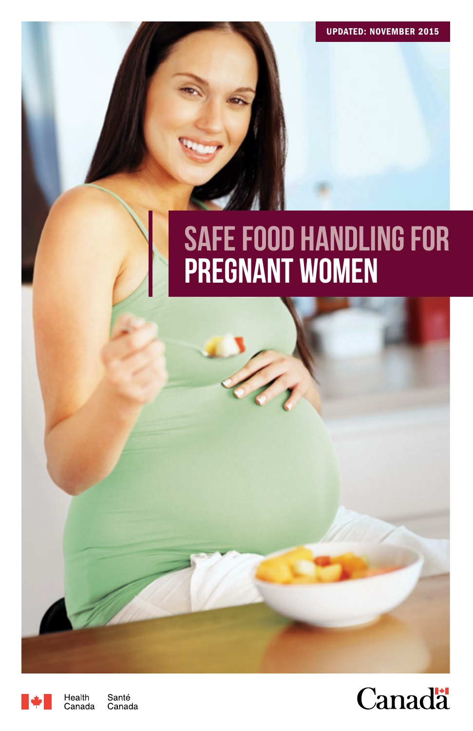UPDATED: NOVEMBER 2015

# SAFE FOOD HANDLING FOR PREGNANT WOMEN

Health Canada Santé Canada

Canada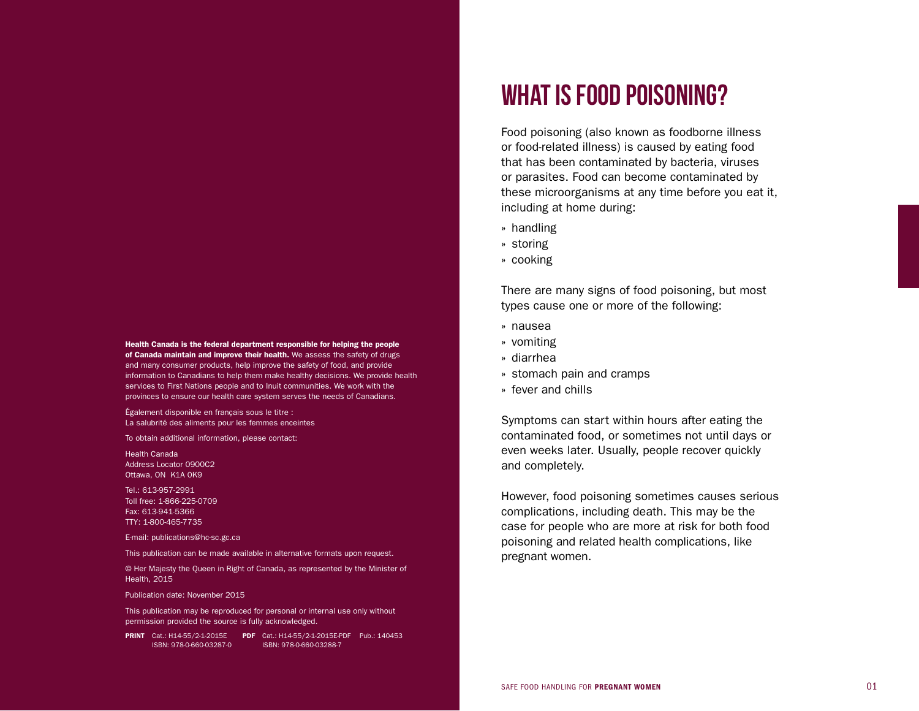**Health Canada is the federal department responsible for helping the people of Canada maintain and improve their health.** We assess the safety of drugs and many consumer products, help improve the safety of food, and provide information to Canadians to help them make healthy decisions. We provide health services to First Nations people and to Inuit communities. We work with the provinces to ensure our health care system serves the needs of Canadians.

Également disponible en français sous le titre :
La salubrité des aliments pour les femmes enceintes

To obtain additional information, please contact:

Health Canada
Address Locator 0900C2
Ottawa, ON K1A 0K9

Tel.: 613-957-2991
Toll free: 1-866-225-0709
Fax: 613-941-5366
TTY: 1-800-465-7735

E-mail: publications@hc-sc.gc.ca

This publication can be made available in alternative formats upon request.

© Her Majesty the Queen in Right of Canada, as represented by the Minister of Health, 2015

Publication date: November 2015

This publication may be reproduced for personal or internal use only without permission provided the source is fully acknowledged.

**PRINT** Cat.: H14-55/2-1-2015E ISBN: 978-0-660-03287-0 **PDF** Cat.: H14-55/2-1-2015E-PDF ISBN: 978-0-660-03288-7 Pub.: 140453

# WHAT IS FOOD POISONING?

Food poisoning (also known as foodborne illness or food-related illness) is caused by eating food that has been contaminated by bacteria, viruses or parasites. Food can become contaminated by these microorganisms at any time before you eat it, including at home during:

- handling
- storing
- cooking

There are many signs of food poisoning, but most types cause one or more of the following:

- nausea
- vomiting
- diarrhea
- stomach pain and cramps
- fever and chills

Symptoms can start within hours after eating the contaminated food, or sometimes not until days or even weeks later. Usually, people recover quickly and completely.

However, food poisoning sometimes causes serious complications, including death. This may be the case for people who are more at risk for both food poisoning and related health complications, like pregnant women.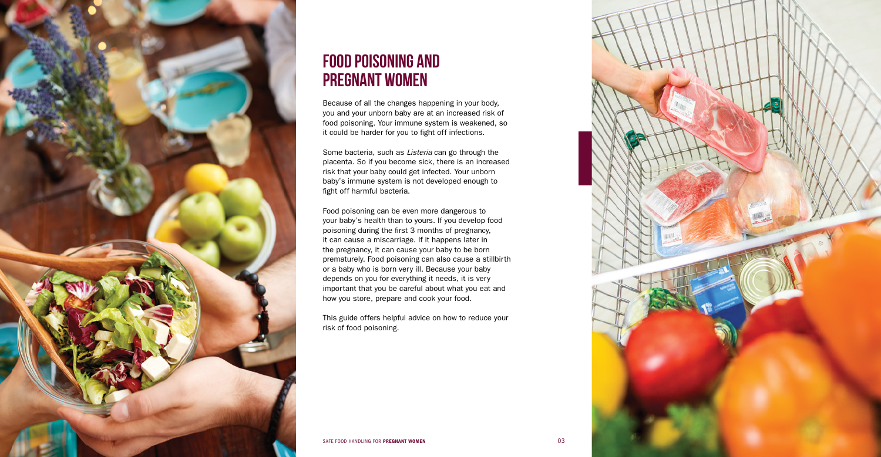# FOOD POISONING AND PREGNANT WOMEN

Because of all the changes happening in your body, you and your unborn baby are at an increased risk of food poisoning. Your immune system is weakened, so it could be harder for you to fight off infections.

Some bacteria, such as *Listeria* can go through the placenta. So if you become sick, there is an increased risk that your baby could get infected. Your unborn baby's immune system is not developed enough to fight off harmful bacteria.

Food poisoning can be even more dangerous to your baby's health than to yours. If you develop food poisoning during the first 3 months of pregnancy, it can cause a miscarriage. If it happens later in the pregnancy, it can cause your baby to be born prematurely. Food poisoning can also cause a stillbirth or a baby who is born very ill. Because your baby depends on you for everything it needs, it is very important that you be careful about what you eat and how you store, prepare and cook your food.

This guide offers helpful advice on how to reduce your risk of food poisoning.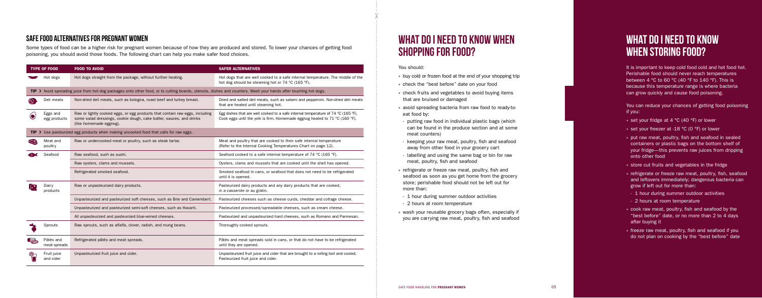## SAFE FOOD ALTERNATIVES FOR PREGNANT WOMEN

Some types of food can be a higher risk for pregnant women because of how they are produced and stored. To lower your chances of getting food poisoning, you should avoid those foods. The following chart can help you make safer food choices.

| TYPE OF FOOD | FOOD TO AVOID | SAFER ALTERNATIVES |
|---|---|---|
| Hot dogs | Hot dogs straight from the package, without further heating. | Hot dogs that are well cooked to a safe internal temperature. The middle of the hot dog should be steaming hot or 74 °C (165 °F). |
| **TIP** › Avoid spreading juice from hot dog packages onto other food, or to cutting boards, utensils, dishes and counters. Wash your hands after touching hot dogs. | | |
| Deli meats | Non-dried deli meats, such as bologna, roast beef and turkey breast. | Dried and salted deli meats, such as salami and pepperoni. Non-dried deli meats that are heated until steaming hot. |
| Eggs and egg products | Raw or lightly cooked eggs, or egg products that contain raw eggs, including some salad dressings, cookie dough, cake batter, sauces, and drinks (like homemade eggnog). | Egg dishes that are well cooked to a safe internal temperature of 74 °C (165 °F). Cook eggs until the yolk is firm. Homemade eggnog heated to 71 °C (160 °F). |
| **TIP** › Use pasteurized egg products when making uncooked food that calls for raw eggs. | | |
| Meat and poultry | Raw or undercooked meat or poultry, such as steak tartar. | Meat and poultry that are cooked to their safe internal temperature (Refer to the Internal Cooking Temperatures Chart on page 12). |
| Seafood | Raw seafood, such as sushi. | Seafood cooked to a safe internal temperature of 74 °C (165 °F). |
| | Raw oysters, clams and mussels. | Oysters, clams and mussels that are cooked until the shell has opened. |
| | Refrigerated smoked seafood. | Smoked seafood in cans, or seafood that does not need to be refrigerated until it is opened. |
| Dairy products | Raw or unpasteurized dairy products. | Pasteurized dairy products and any dairy products that are cooked, in a casserole or au gratin. |
| | Unpasteurized and pasteurized soft cheeses, such as Brie and Camembert. | Pasteurized cheeses such as cheese curds, cheddar and cottage cheese. |
| | Unpasteurized and pasteurized semi-soft cheeses, such as Havarti. | Pasteurized processed/spreadable cheeses, such as cream cheese. |
| | All unpasteurized and pasteurized blue-veined cheeses. | Pasteurized and unpasteurized hard cheeses, such as Romano and Parmesan. |
| Sprouts | Raw sprouts, such as alfalfa, clover, radish, and mung beans. | Thoroughly cooked sprouts. |
| Pâtés and meat spreads | Refrigerated pâtés and meat spreads. | Pâtés and meat spreads sold in cans, or that do not have to be refrigerated until they are opened. |
| Fruit juice and cider | Unpasteurized fruit juice and cider. | Unpasteurized fruit juice and cider that are brought to a rolling boil and cooled. Pasteurized fruit juice and cider. |

## WHAT DO I NEED TO KNOW WHEN SHOPPING FOR FOOD?

You should:

- buy cold or frozen food at the end of your shopping trip
- check the "best before" date on your food
- check fruits and vegetables to avoid buying items that are bruised or damaged
- avoid spreading bacteria from raw food to ready-to-eat food by:
  - putting raw food in individual plastic bags (which can be found in the produce section and at some meat counters)
  - keeping your raw meat, poultry, fish and seafood away from other food in your grocery cart
  - labelling and using the same bag or bin for raw meat, poultry, fish and seafood
- refrigerate or freeze raw meat, poultry, fish and seafood as soon as you get home from the grocery store; perishable food should not be left out for more than:
  - 1 hour during summer outdoor activities
  - 2 hours at room temperature
- wash your reusable grocery bags often, especially if you are carrying raw meat, poultry, fish and seafood

## WHAT DO I NEED TO KNOW WHEN STORING FOOD?

It is important to keep cold food cold and hot food hot. Perishable food should never reach temperatures between 4 °C to 60 °C (40 °F to 140 °F). This is because this temperature range is where bacteria can grow quickly and cause food poisoning.

You can reduce your chances of getting food poisoning if you:

- set your fridge at 4 °C (40 °F) or lower
- set your freezer at -18 °C (0 °F) or lower
- put raw meat, poultry, fish and seafood in sealed containers or plastic bags on the bottom shelf of your fridge—this prevents raw juices from dripping onto other food
- store cut fruits and vegetables in the fridge
- refrigerate or freeze raw meat, poultry, fish, seafood and leftovers immediately; dangerous bacteria can grow if left out for more than:
  - 1 hour during summer outdoor activities
  - 2 hours at room temperature
- cook raw meat, poultry, fish and seafood by the "best before" date, or no more than 2 to 4 days after buying it
- freeze raw meat, poultry, fish and seafood if you do not plan on cooking by the "best before" date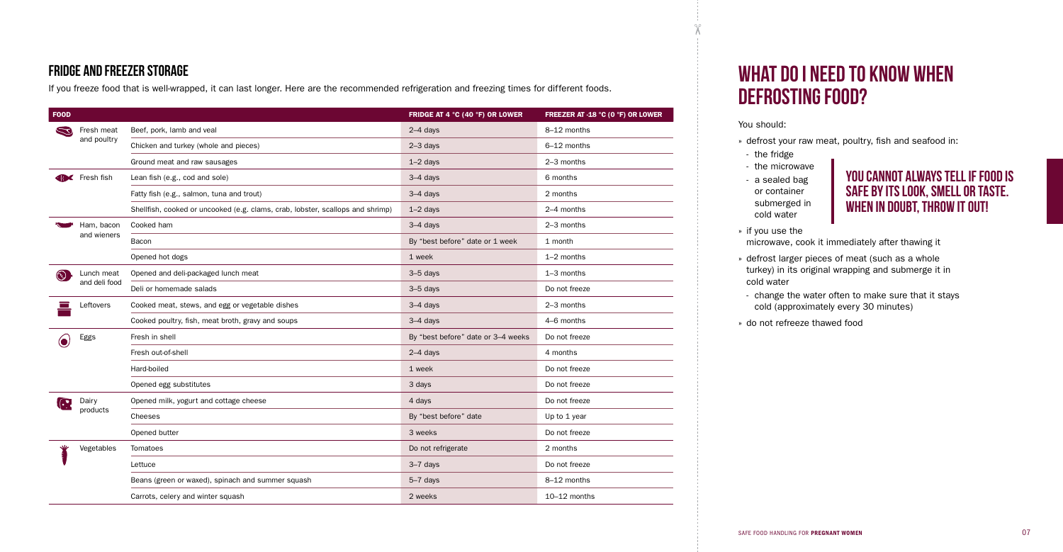## FRIDGE AND FREEZER STORAGE

If you freeze food that is well-wrapped, it can last longer. Here are the recommended refrigeration and freezing times for different foods.

| FOOD | | FRIDGE AT 4 °C (40 °F) OR LOWER | FREEZER AT -18 °C (0 °F) OR LOWER |
|---|---|---|---|
| Fresh meat and poultry | Beef, pork, lamb and veal | 2–4 days | 8–12 months |
| | Chicken and turkey (whole and pieces) | 2–3 days | 6–12 months |
| | Ground meat and raw sausages | 1–2 days | 2–3 months |
| Fresh fish | Lean fish (e.g., cod and sole) | 3–4 days | 6 months |
| | Fatty fish (e.g., salmon, tuna and trout) | 3–4 days | 2 months |
| | Shellfish, cooked or uncooked (e.g. clams, crab, lobster, scallops and shrimp) | 1–2 days | 2–4 months |
| Ham, bacon and wieners | Cooked ham | 3–4 days | 2–3 months |
| | Bacon | By "best before" date or 1 week | 1 month |
| | Opened hot dogs | 1 week | 1–2 months |
| Lunch meat and deli food | Opened and deli-packaged lunch meat | 3–5 days | 1–3 months |
| | Deli or homemade salads | 3–5 days | Do not freeze |
| Leftovers | Cooked meat, stews, and egg or vegetable dishes | 3–4 days | 2–3 months |
| | Cooked poultry, fish, meat broth, gravy and soups | 3–4 days | 4–6 months |
| Eggs | Fresh in shell | By "best before" date or 3–4 weeks | Do not freeze |
| | Fresh out-of-shell | 2–4 days | 4 months |
| | Hard-boiled | 1 week | Do not freeze |
| | Opened egg substitutes | 3 days | Do not freeze |
| Dairy products | Opened milk, yogurt and cottage cheese | 4 days | Do not freeze |
| | Cheeses | By "best before" date | Up to 1 year |
| | Opened butter | 3 weeks | Do not freeze |
| Vegetables | Tomatoes | Do not refrigerate | 2 months |
| | Lettuce | 3–7 days | Do not freeze |
| | Beans (green or waxed), spinach and summer squash | 5–7 days | 8–12 months |
| | Carrots, celery and winter squash | 2 weeks | 10–12 months |

# WHAT DO I NEED TO KNOW WHEN DEFROSTING FOOD?

You should:

- defrost your raw meat, poultry, fish and seafood in:
  - the fridge
  - the microwave
  - a sealed bag or container submerged in cold water
- if you use the microwave, cook it immediately after thawing it
- defrost larger pieces of meat (such as a whole turkey) in its original wrapping and submerge it in cold water
  - change the water often to make sure that it stays cold (approximately every 30 minutes)
- do not refreeze thawed food

**YOU CANNOT ALWAYS TELL IF FOOD IS SAFE BY ITS LOOK, SMELL OR TASTE. WHEN IN DOUBT, THROW IT OUT!**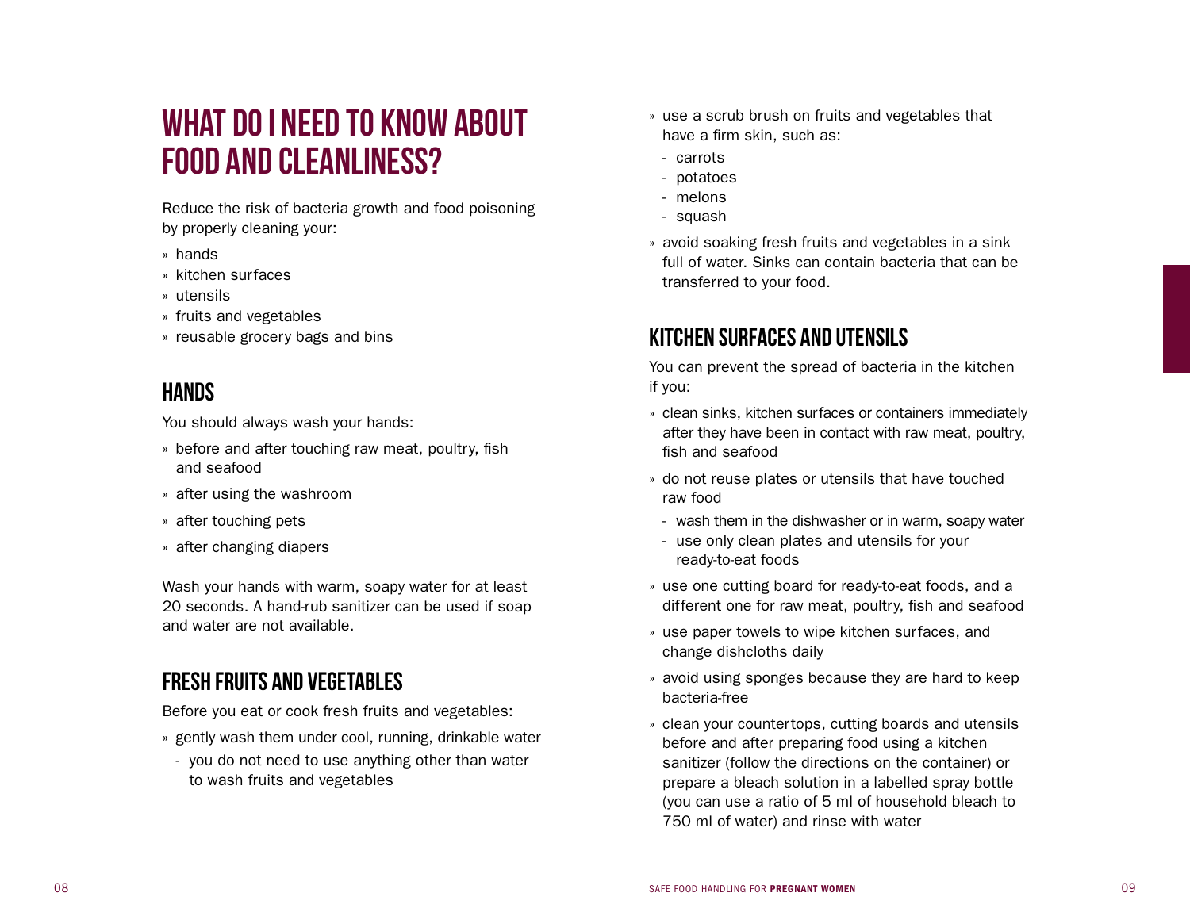# WHAT DO I NEED TO KNOW ABOUT FOOD AND CLEANLINESS?

Reduce the risk of bacteria growth and food poisoning by properly cleaning your:

- hands
- kitchen surfaces
- utensils
- fruits and vegetables
- reusable grocery bags and bins

## HANDS

You should always wash your hands:

- before and after touching raw meat, poultry, fish and seafood
- after using the washroom
- after touching pets
- after changing diapers

Wash your hands with warm, soapy water for at least 20 seconds. A hand-rub sanitizer can be used if soap and water are not available.

## FRESH FRUITS AND VEGETABLES

Before you eat or cook fresh fruits and vegetables:

- gently wash them under cool, running, drinkable water
  - you do not need to use anything other than water to wash fruits and vegetables
- use a scrub brush on fruits and vegetables that have a firm skin, such as:
  - carrots
  - potatoes
  - melons
  - squash
- avoid soaking fresh fruits and vegetables in a sink full of water. Sinks can contain bacteria that can be transferred to your food.

## KITCHEN SURFACES AND UTENSILS

You can prevent the spread of bacteria in the kitchen if you:

- clean sinks, kitchen surfaces or containers immediately after they have been in contact with raw meat, poultry, fish and seafood
- do not reuse plates or utensils that have touched raw food
  - wash them in the dishwasher or in warm, soapy water
  - use only clean plates and utensils for your ready-to-eat foods
- use one cutting board for ready-to-eat foods, and a different one for raw meat, poultry, fish and seafood
- use paper towels to wipe kitchen surfaces, and change dishcloths daily
- avoid using sponges because they are hard to keep bacteria-free
- clean your countertops, cutting boards and utensils before and after preparing food using a kitchen sanitizer (follow the directions on the container) or prepare a bleach solution in a labelled spray bottle (you can use a ratio of 5 ml of household bleach to 750 ml of water) and rinse with water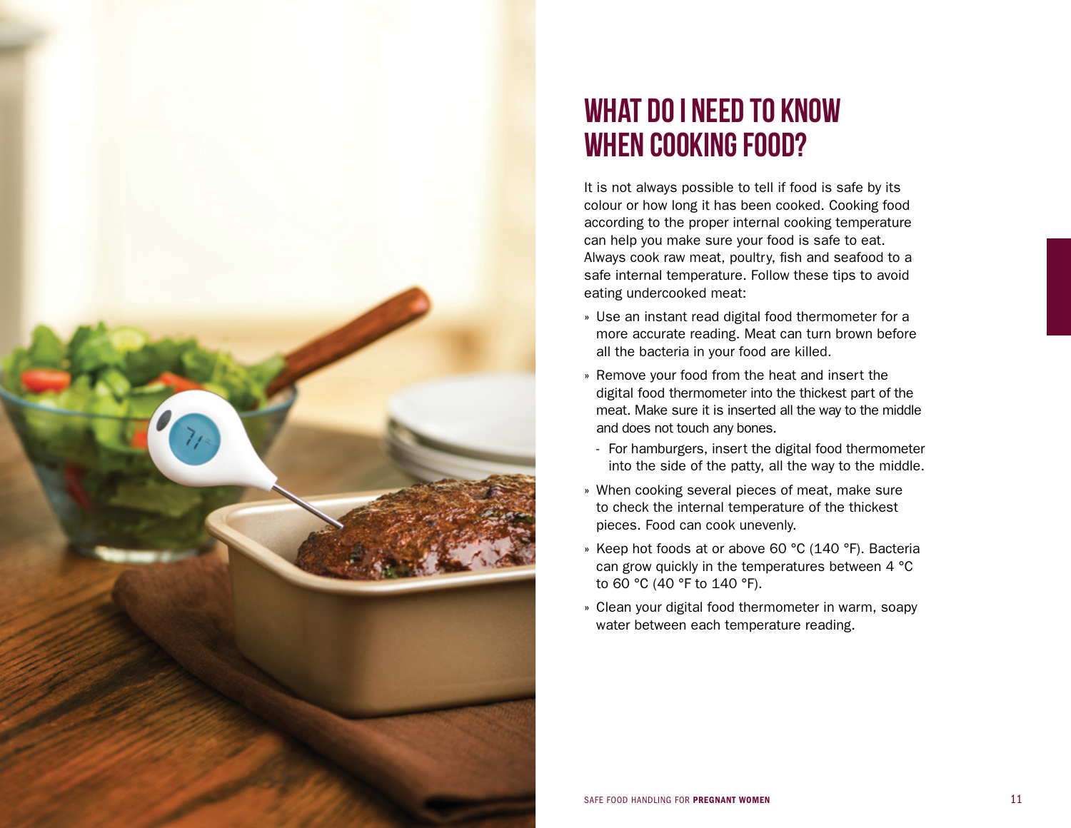# WHAT DO I NEED TO KNOW WHEN COOKING FOOD?

It is not always possible to tell if food is safe by its colour or how long it has been cooked. Cooking food according to the proper internal cooking temperature can help you make sure your food is safe to eat. Always cook raw meat, poultry, fish and seafood to a safe internal temperature. Follow these tips to avoid eating undercooked meat:

- Use an instant read digital food thermometer for a more accurate reading. Meat can turn brown before all the bacteria in your food are killed.
- Remove your food from the heat and insert the digital food thermometer into the thickest part of the meat. Make sure it is inserted all the way to the middle and does not touch any bones.
  - For hamburgers, insert the digital food thermometer into the side of the patty, all the way to the middle.
- When cooking several pieces of meat, make sure to check the internal temperature of the thickest pieces. Food can cook unevenly.
- Keep hot foods at or above 60 °C (140 °F). Bacteria can grow quickly in the temperatures between 4 °C to 60 °C (40 °F to 140 °F).
- Clean your digital food thermometer in warm, soapy water between each temperature reading.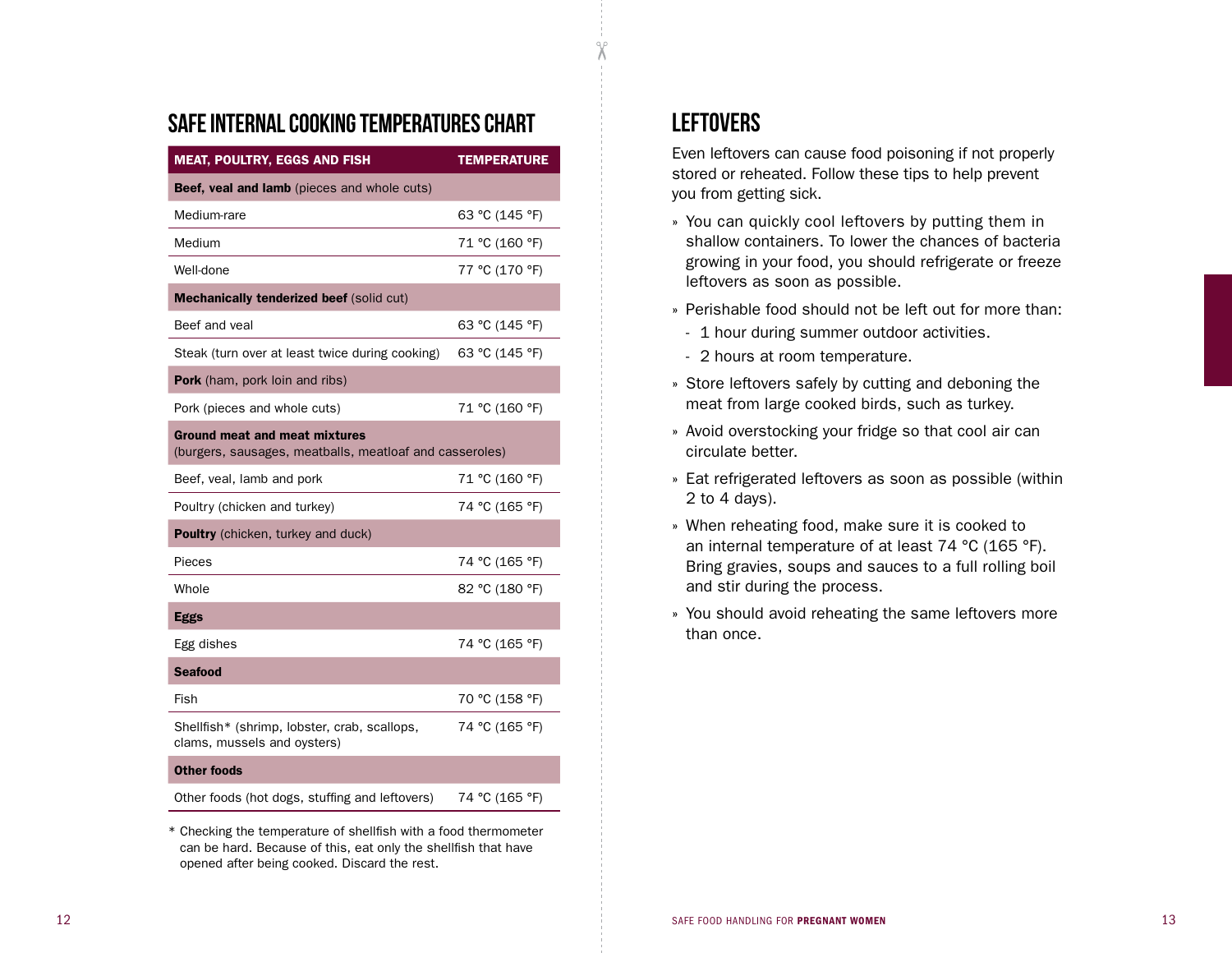## SAFE INTERNAL COOKING TEMPERATURES CHART

| MEAT, POULTRY, EGGS AND FISH | TEMPERATURE |
| --- | --- |
| **Beef, veal and lamb** (pieces and whole cuts) | |
| Medium-rare | 63 °C (145 °F) |
| Medium | 71 °C (160 °F) |
| Well-done | 77 °C (170 °F) |
| **Mechanically tenderized beef** (solid cut) | |
| Beef and veal | 63 °C (145 °F) |
| Steak (turn over at least twice during cooking) | 63 °C (145 °F) |
| **Pork** (ham, pork loin and ribs) | |
| Pork (pieces and whole cuts) | 71 °C (160 °F) |
| **Ground meat and meat mixtures** (burgers, sausages, meatballs, meatloaf and casseroles) | |
| Beef, veal, lamb and pork | 71 °C (160 °F) |
| Poultry (chicken and turkey) | 74 °C (165 °F) |
| **Poultry** (chicken, turkey and duck) | |
| Pieces | 74 °C (165 °F) |
| Whole | 82 °C (180 °F) |
| **Eggs** | |
| Egg dishes | 74 °C (165 °F) |
| **Seafood** | |
| Fish | 70 °C (158 °F) |
| Shellfish* (shrimp, lobster, crab, scallops, clams, mussels and oysters) | 74 °C (165 °F) |
| **Other foods** | |
| Other foods (hot dogs, stuffing and leftovers) | 74 °C (165 °F) |

\* Checking the temperature of shellfish with a food thermometer can be hard. Because of this, eat only the shellfish that have opened after being cooked. Discard the rest.

## LEFTOVERS

Even leftovers can cause food poisoning if not properly stored or reheated. Follow these tips to help prevent you from getting sick.

- You can quickly cool leftovers by putting them in shallow containers. To lower the chances of bacteria growing in your food, you should refrigerate or freeze leftovers as soon as possible.
- Perishable food should not be left out for more than:
  - 1 hour during summer outdoor activities.
  - 2 hours at room temperature.
- Store leftovers safely by cutting and deboning the meat from large cooked birds, such as turkey.
- Avoid overstocking your fridge so that cool air can circulate better.
- Eat refrigerated leftovers as soon as possible (within 2 to 4 days).
- When reheating food, make sure it is cooked to an internal temperature of at least 74 °C (165 °F). Bring gravies, soups and sauces to a full rolling boil and stir during the process.
- You should avoid reheating the same leftovers more than once.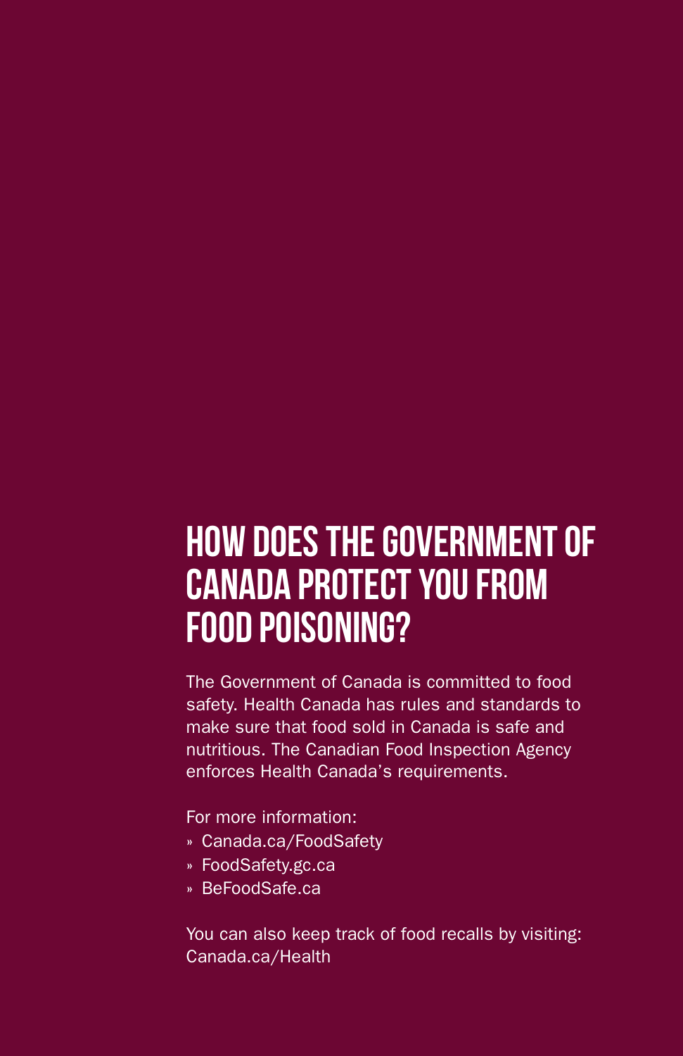# HOW DOES THE GOVERNMENT OF CANADA PROTECT YOU FROM FOOD POISONING?

The Government of Canada is committed to food safety. Health Canada has rules and standards to make sure that food sold in Canada is safe and nutritious. The Canadian Food Inspection Agency enforces Health Canada's requirements.

For more information:

- Canada.ca/FoodSafety
- FoodSafety.gc.ca
- BeFoodSafe.ca

You can also keep track of food recalls by visiting: Canada.ca/Health